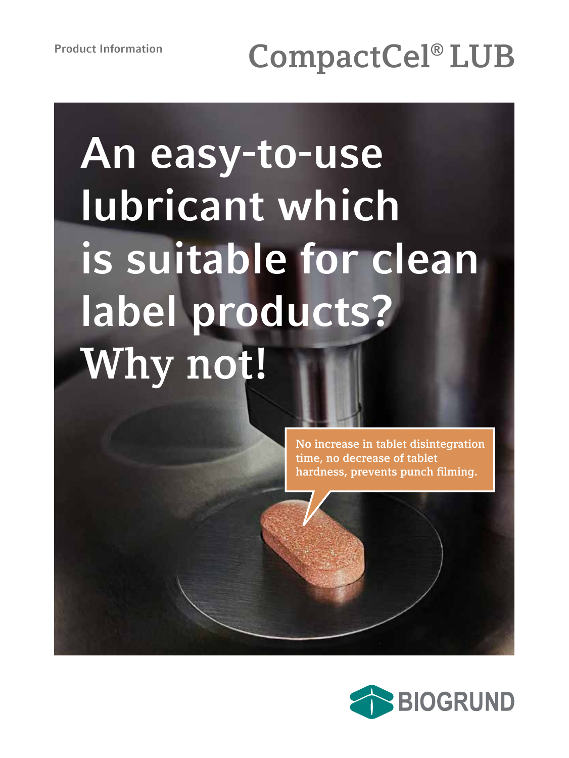Product Information

# CompactCel® LUB

## An easy-to-use lubricant which is suitable for clean label products? Why not!

No increase in tablet disintegration time, no decrease of tablet hardness, prevents punch filming.

BIOGRUND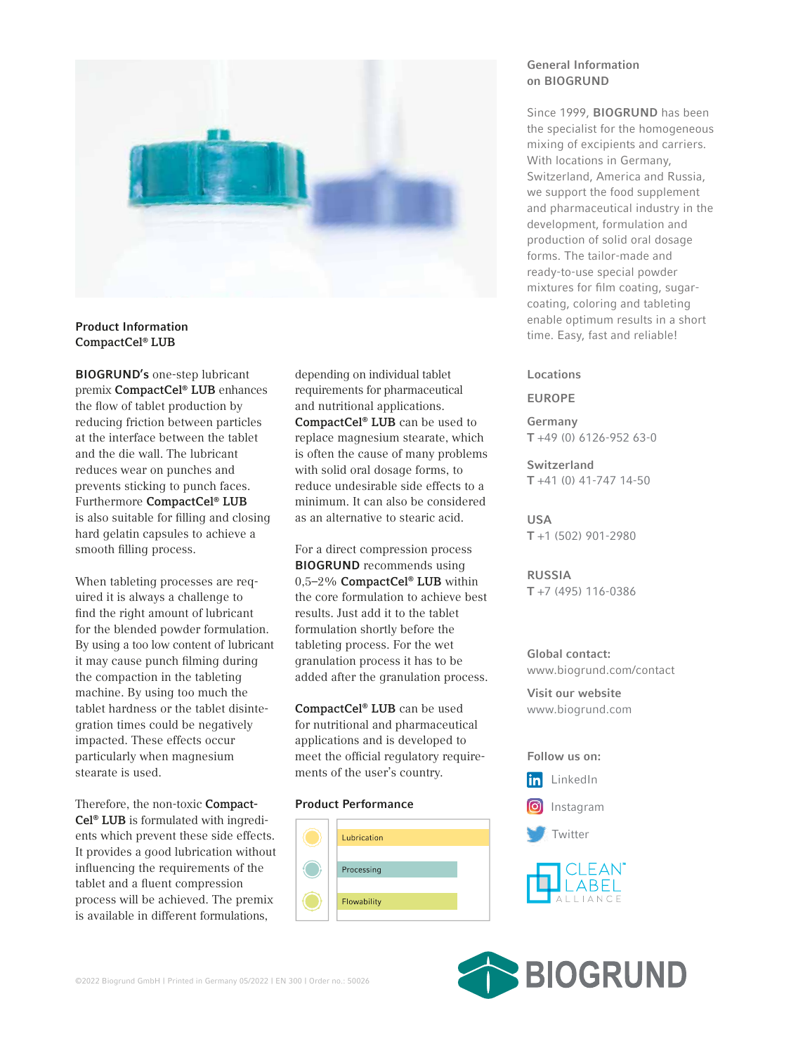## Product Information
## CompactCel® LUB

**BIOGRUND's** one-step lubricant premix **CompactCel® LUB** enhances the flow of tablet production by reducing friction between particles at the interface between the tablet and the die wall. The lubricant reduces wear on punches and prevents sticking to punch faces. Furthermore **CompactCel® LUB** is also suitable for filling and closing hard gelatin capsules to achieve a smooth filling process.

When tableting processes are required it is always a challenge to find the right amount of lubricant for the blended powder formulation. By using a too low content of lubricant it may cause punch filming during the compaction in the tableting machine. By using too much the tablet hardness or the tablet disintegration times could be negatively impacted. These effects occur particularly when magnesium stearate is used.

Therefore, the non-toxic **CompactCel® LUB** is formulated with ingredients which prevent these side effects. It provides a good lubrication without influencing the requirements of the tablet and a fluent compression process will be achieved. The premix is available in different formulations, depending on individual tablet requirements for pharmaceutical and nutritional applications. **CompactCel® LUB** can be used to replace magnesium stearate, which is often the cause of many problems with solid oral dosage forms, to reduce undesirable side effects to a minimum. It can also be considered as an alternative to stearic acid.

For a direct compression process **BIOGRUND** recommends using 0,5–2% **CompactCel® LUB** within the core formulation to achieve best results. Just add it to the tablet formulation shortly before the tableting process. For the wet granulation process it has to be added after the granulation process.

**CompactCel® LUB** can be used for nutritional and pharmaceutical applications and is developed to meet the official regulatory requirements of the user's country.

### Product Performance

Lubrication

Processing

Flowability

### General Information on BIOGRUND

Since 1999, **BIOGRUND** has been the specialist for the homogeneous mixing of excipients and carriers. With locations in Germany, Switzerland, America and Russia, we support the food supplement and pharmaceutical industry in the development, formulation and production of solid oral dosage forms. The tailor-made and ready-to-use special powder mixtures for film coating, sugar-coating, coloring and tableting enable optimum results in a short time. Easy, fast and reliable!

### Locations

**EUROPE**

**Germany**
**T** +49 (0) 6126-952 63-0

**Switzerland**
**T** +41 (0) 41-747 14-50

**USA**
**T** +1 (502) 901-2980

**RUSSIA**
**T** +7 (495) 116-0386

**Global contact:**
www.biogrund.com/contact

**Visit our website**
www.biogrund.com

**Follow us on:**

LinkedIn

Instagram

Twitter

CLEAN LABEL ALLIANCE

BIOGRUND

©2022 Biogrund GmbH | Printed in Germany 05/2022 | EN 300 | Order no.: 50026